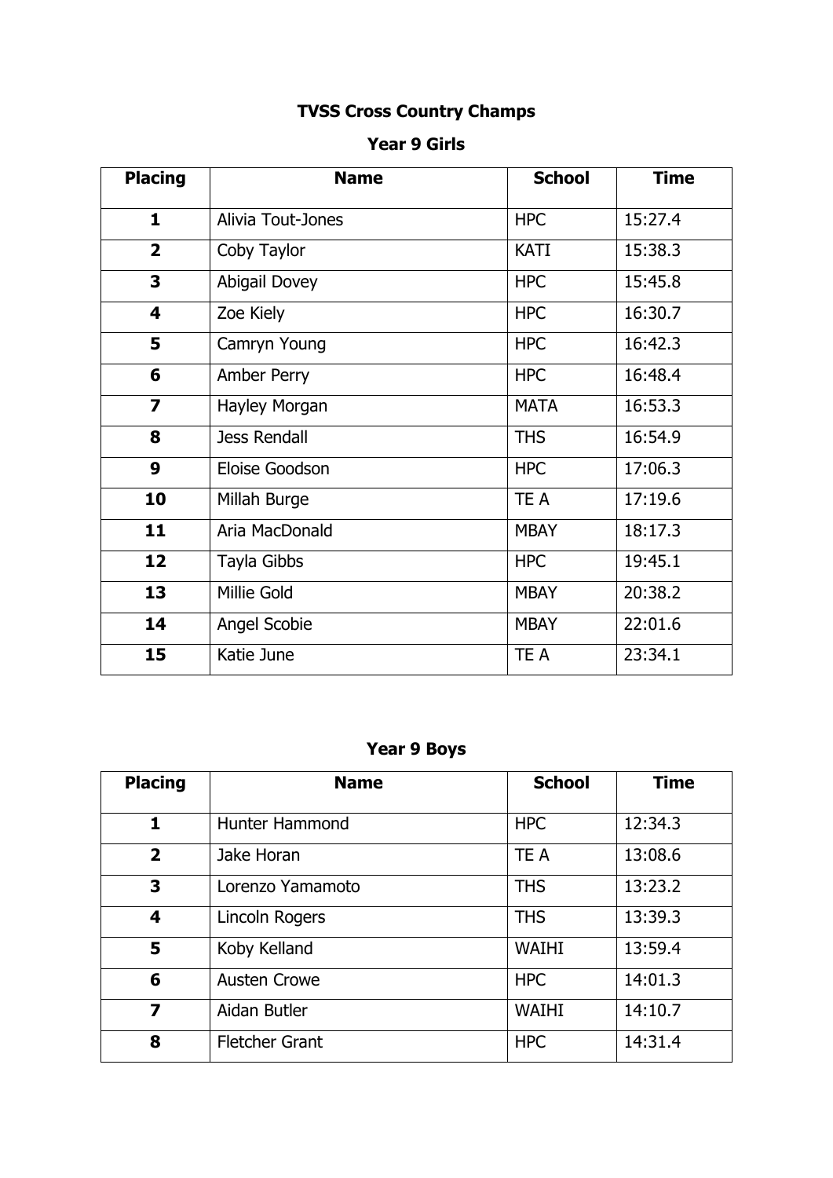# TVSS Cross Country Champs

## Year 9 Girls

| Placing | Name | School | Time |
|---|---|---|---|
| **1** | Alivia Tout-Jones | HPC | 15:27.4 |
| **2** | Coby Taylor | KATI | 15:38.3 |
| **3** | Abigail Dovey | HPC | 15:45.8 |
| **4** | Zoe Kiely | HPC | 16:30.7 |
| **5** | Camryn Young | HPC | 16:42.3 |
| **6** | Amber Perry | HPC | 16:48.4 |
| **7** | Hayley Morgan | MATA | 16:53.3 |
| **8** | Jess Rendall | THS | 16:54.9 |
| **9** | Eloise Goodson | HPC | 17:06.3 |
| **10** | Millah Burge | TE A | 17:19.6 |
| **11** | Aria MacDonald | MBAY | 18:17.3 |
| **12** | Tayla Gibbs | HPC | 19:45.1 |
| **13** | Millie Gold | MBAY | 20:38.2 |
| **14** | Angel Scobie | MBAY | 22:01.6 |
| **15** | Katie June | TE A | 23:34.1 |

## Year 9 Boys

| Placing | Name | School | Time |
|---|---|---|---|
| **1** | Hunter Hammond | HPC | 12:34.3 |
| **2** | Jake Horan | TE A | 13:08.6 |
| **3** | Lorenzo Yamamoto | THS | 13:23.2 |
| **4** | Lincoln Rogers | THS | 13:39.3 |
| **5** | Koby Kelland | WAIHI | 13:59.4 |
| **6** | Austen Crowe | HPC | 14:01.3 |
| **7** | Aidan Butler | WAIHI | 14:10.7 |
| **8** | Fletcher Grant | HPC | 14:31.4 |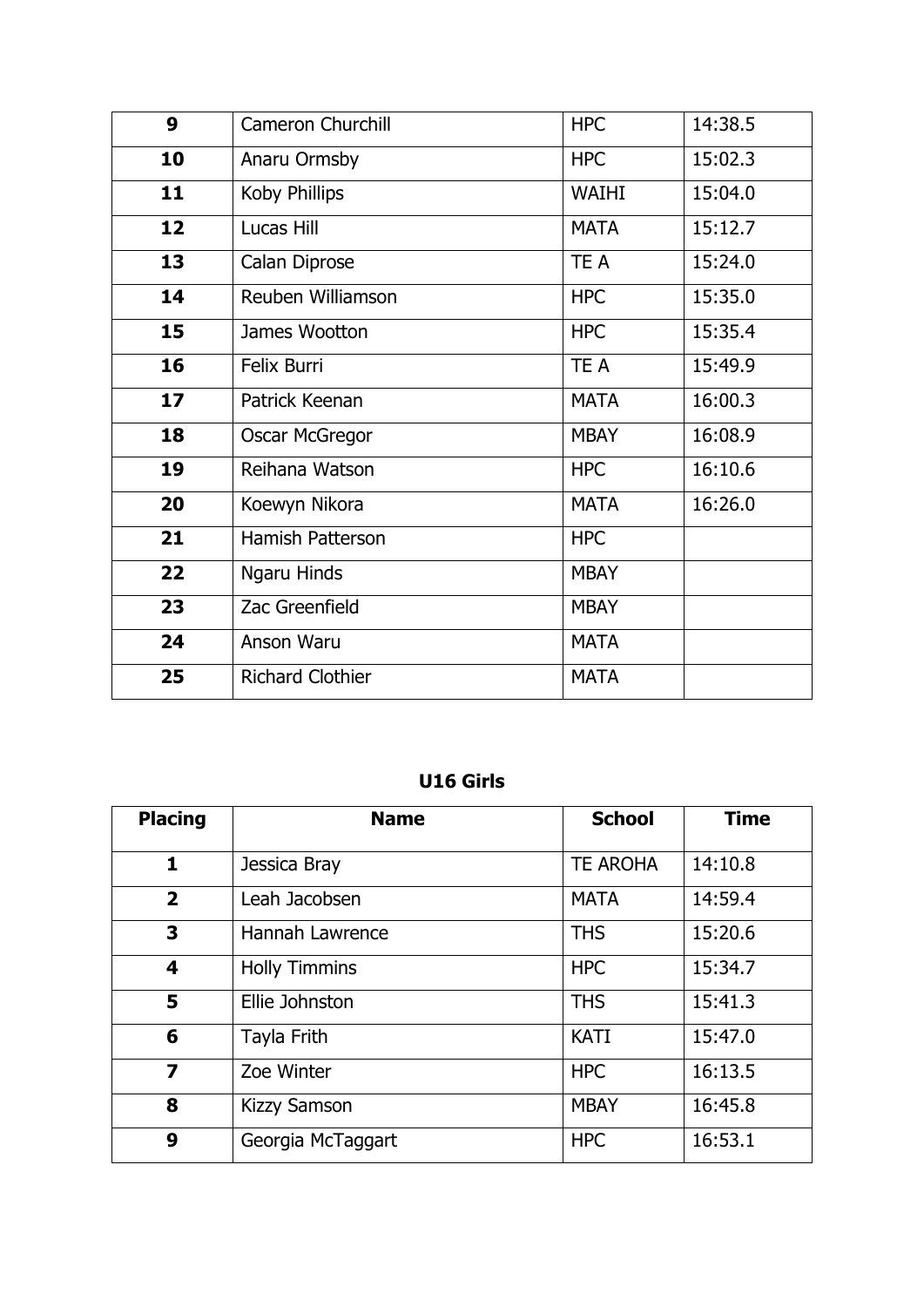| | | | |
|---|---|---|---|
| **9** | Cameron Churchill | HPC | 14:38.5 |
| **10** | Anaru Ormsby | HPC | 15:02.3 |
| **11** | Koby Phillips | WAIHI | 15:04.0 |
| **12** | Lucas Hill | MATA | 15:12.7 |
| **13** | Calan Diprose | TE A | 15:24.0 |
| **14** | Reuben Williamson | HPC | 15:35.0 |
| **15** | James Wootton | HPC | 15:35.4 |
| **16** | Felix Burri | TE A | 15:49.9 |
| **17** | Patrick Keenan | MATA | 16:00.3 |
| **18** | Oscar McGregor | MBAY | 16:08.9 |
| **19** | Reihana Watson | HPC | 16:10.6 |
| **20** | Koewyn Nikora | MATA | 16:26.0 |
| **21** | Hamish Patterson | HPC | |
| **22** | Ngaru Hinds | MBAY | |
| **23** | Zac Greenfield | MBAY | |
| **24** | Anson Waru | MATA | |
| **25** | Richard Clothier | MATA | |

**U16 Girls**

| Placing | Name | School | Time |
|---|---|---|---|
| **1** | Jessica Bray | TE AROHA | 14:10.8 |
| **2** | Leah Jacobsen | MATA | 14:59.4 |
| **3** | Hannah Lawrence | THS | 15:20.6 |
| **4** | Holly Timmins | HPC | 15:34.7 |
| **5** | Ellie Johnston | THS | 15:41.3 |
| **6** | Tayla Frith | KATI | 15:47.0 |
| **7** | Zoe Winter | HPC | 16:13.5 |
| **8** | Kizzy Samson | MBAY | 16:45.8 |
| **9** | Georgia McTaggart | HPC | 16:53.1 |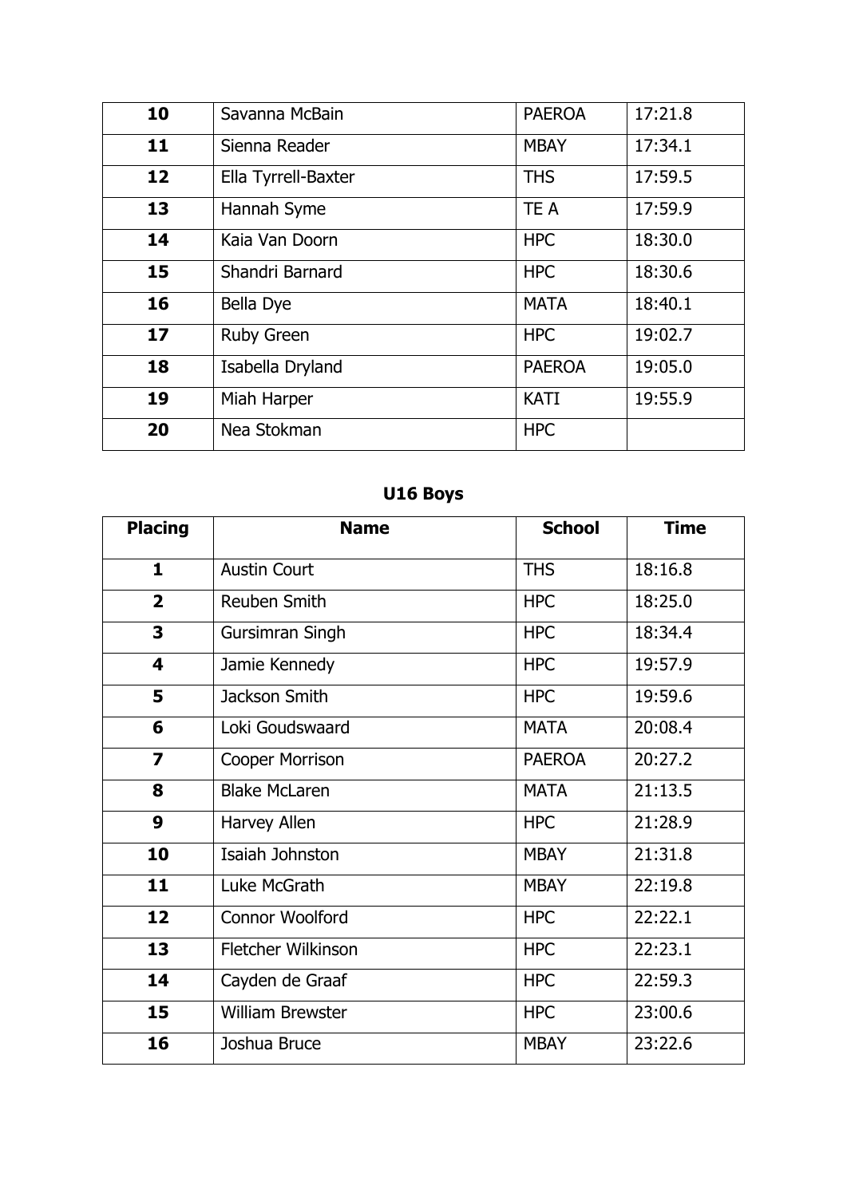| | | | |
|---|---|---|---|
| **10** | Savanna McBain | PAEROA | 17:21.8 |
| **11** | Sienna Reader | MBAY | 17:34.1 |
| **12** | Ella Tyrrell-Baxter | THS | 17:59.5 |
| **13** | Hannah Syme | TE A | 17:59.9 |
| **14** | Kaia Van Doorn | HPC | 18:30.0 |
| **15** | Shandri Barnard | HPC | 18:30.6 |
| **16** | Bella Dye | MATA | 18:40.1 |
| **17** | Ruby Green | HPC | 19:02.7 |
| **18** | Isabella Dryland | PAEROA | 19:05.0 |
| **19** | Miah Harper | KATI | 19:55.9 |
| **20** | Nea Stokman | HPC | |

## U16 Boys

| Placing | Name | School | Time |
|---|---|---|---|
| **1** | Austin Court | THS | 18:16.8 |
| **2** | Reuben Smith | HPC | 18:25.0 |
| **3** | Gursimran Singh | HPC | 18:34.4 |
| **4** | Jamie Kennedy | HPC | 19:57.9 |
| **5** | Jackson Smith | HPC | 19:59.6 |
| **6** | Loki Goudswaard | MATA | 20:08.4 |
| **7** | Cooper Morrison | PAEROA | 20:27.2 |
| **8** | Blake McLaren | MATA | 21:13.5 |
| **9** | Harvey Allen | HPC | 21:28.9 |
| **10** | Isaiah Johnston | MBAY | 21:31.8 |
| **11** | Luke McGrath | MBAY | 22:19.8 |
| **12** | Connor Woolford | HPC | 22:22.1 |
| **13** | Fletcher Wilkinson | HPC | 22:23.1 |
| **14** | Cayden de Graaf | HPC | 22:59.3 |
| **15** | William Brewster | HPC | 23:00.6 |
| **16** | Joshua Bruce | MBAY | 23:22.6 |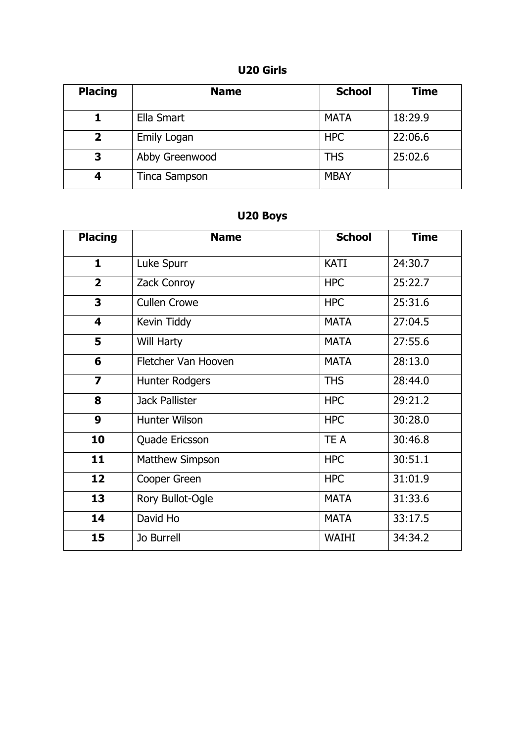### U20 Girls

| Placing | Name | School | Time |
|---|---|---|---|
| 1 | Ella Smart | MATA | 18:29.9 |
| 2 | Emily Logan | HPC | 22:06.6 |
| 3 | Abby Greenwood | THS | 25:02.6 |
| 4 | Tinca Sampson | MBAY | |

### U20 Boys

| Placing | Name | School | Time |
|---|---|---|---|
| 1 | Luke Spurr | KATI | 24:30.7 |
| 2 | Zack Conroy | HPC | 25:22.7 |
| 3 | Cullen Crowe | HPC | 25:31.6 |
| 4 | Kevin Tiddy | MATA | 27:04.5 |
| 5 | Will Harty | MATA | 27:55.6 |
| 6 | Fletcher Van Hooven | MATA | 28:13.0 |
| 7 | Hunter Rodgers | THS | 28:44.0 |
| 8 | Jack Pallister | HPC | 29:21.2 |
| 9 | Hunter Wilson | HPC | 30:28.0 |
| 10 | Quade Ericsson | TE A | 30:46.8 |
| 11 | Matthew Simpson | HPC | 30:51.1 |
| 12 | Cooper Green | HPC | 31:01.9 |
| 13 | Rory Bullot-Ogle | MATA | 31:33.6 |
| 14 | David Ho | MATA | 33:17.5 |
| 15 | Jo Burrell | WAIHI | 34:34.2 |